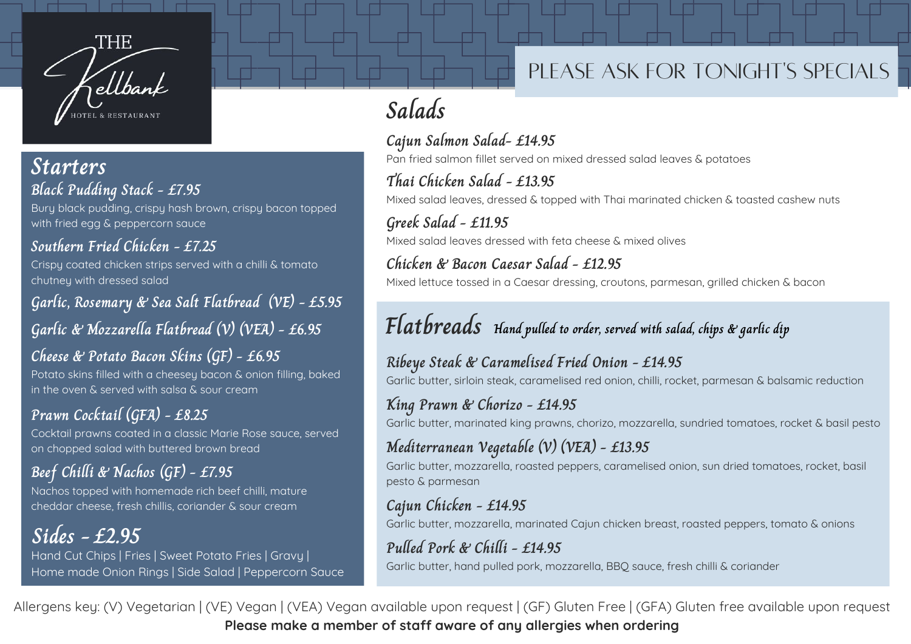# THE Kellbank

HOTEL & RESTAURANT

PLEASE ASK FOR TONIGHT'S SPECIALS

## Starters

### Black Pudding Stack - £7.95

Bury black pudding, crispy hash brown, crispy bacon topped with fried egg & peppercorn sauce

### Southern Fried Chicken - £7.25

Crispy coated chicken strips served with a chilli & tomato chutney with dressed salad

### Garlic, Rosemary & Sea Salt Flatbread (VE) - £5.95

### Garlic & Mozzarella Flatbread (V) (VEA) - £6.95

### Cheese & Potato Bacon Skins (GF) - £6.95

Potato skins filled with a cheesey bacon & onion filling, baked in the oven & served with salsa & sour cream

### Prawn Cocktail (GFA) - £8.25

Cocktail prawns coated in a classic Marie Rose sauce, served on chopped salad with buttered brown bread

### Beef Chilli & Nachos (GF) - £7.95

Nachos topped with homemade rich beef chilli, mature cheddar cheese, fresh chillis, coriander & sour cream

## Sides - £2.95

Hand Cut Chips | Fries | Sweet Potato Fries | Gravy | Home made Onion Rings | Side Salad | Peppercorn Sauce

## Salads

### Cajun Salmon Salad- £14.95

Pan fried salmon fillet served on mixed dressed salad leaves & potatoes

### Thai Chicken Salad - £13.95

Mixed salad leaves, dressed & topped with Thai marinated chicken & toasted cashew nuts

### Greek Salad - £11.95

Mixed salad leaves dressed with feta cheese & mixed olives

### Chicken & Bacon Caesar Salad - £12.95

Mixed lettuce tossed in a Caesar dressing, croutons, parmesan, grilled chicken & bacon

## Flatbreads

*Hand pulled to order, served with salad, chips & garlic dip*

### Ribeye Steak & Caramelised Fried Onion - £14.95

Garlic butter, sirloin steak, caramelised red onion, chilli, rocket, parmesan & balsamic reduction

### King Prawn & Chorizo - £14.95

Garlic butter, marinated king prawns, chorizo, mozzarella, sundried tomatoes, rocket & basil pesto

### Mediterranean Vegetable (V) (VEA) - £13.95

Garlic butter, mozzarella, roasted peppers, caramelised onion, sun dried tomatoes, rocket, basil pesto & parmesan

### Cajun Chicken - £14.95

Garlic butter, mozzarella, marinated Cajun chicken breast, roasted peppers, tomato & onions

### Pulled Pork & Chilli - £14.95

Garlic butter, hand pulled pork, mozzarella, BBQ sauce, fresh chilli & coriander

Allergens key: (V) Vegetarian | (VE) Vegan | (VEA) Vegan available upon request | (GF) Gluten Free | (GFA) Gluten free available upon request

**Please make a member of staff aware of any allergies when ordering**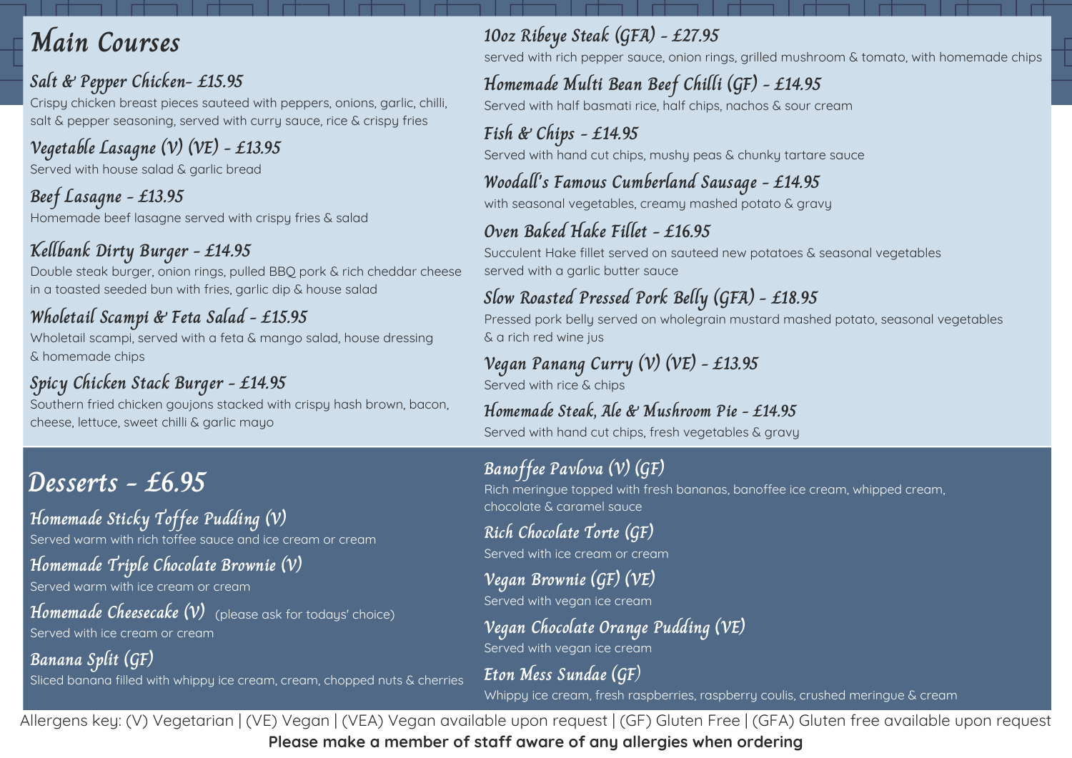# Main Courses

### Salt & Pepper Chicken- £15.95
Crispy chicken breast pieces sauteed with peppers, onions, garlic, chilli, salt & pepper seasoning, served with curry sauce, rice & crispy fries

### Vegetable Lasagne (V) (VE) - £13.95
Served with house salad & garlic bread

### Beef Lasagne - £13.95
Homemade beef lasagne served with crispy fries & salad

### Kellbank Dirty Burger - £14.95
Double steak burger, onion rings, pulled BBQ pork & rich cheddar cheese in a toasted seeded bun with fries, garlic dip & house salad

### Wholetail Scampi & Feta Salad - £15.95
Wholetail scampi, served with a feta & mango salad, house dressing & homemade chips

### Spicy Chicken Stack Burger - £14.95
Southern fried chicken goujons stacked with crispy hash brown, bacon, cheese, lettuce, sweet chilli & garlic mayo

### 10oz Ribeye Steak (GFA) - £27.95
served with rich pepper sauce, onion rings, grilled mushroom & tomato, with homemade chips

### Homemade Multi Bean Beef Chilli (GF) - £14.95
Served with half basmati rice, half chips, nachos & sour cream

### Fish & Chips - £14.95
Served with hand cut chips, mushy peas & chunky tartare sauce

### Woodall's Famous Cumberland Sausage - £14.95
with seasonal vegetables, creamy mashed potato & gravy

### Oven Baked Hake Fillet - £16.95
Succulent Hake fillet served on sauteed new potatoes & seasonal vegetables served with a garlic butter sauce

### Slow Roasted Pressed Pork Belly (GFA) - £18.95
Pressed pork belly served on wholegrain mustard mashed potato, seasonal vegetables & a rich red wine jus

### Vegan Panang Curry (V) (VE) - £13.95
Served with rice & chips

### Homemade Steak, Ale & Mushroom Pie - £14.95
Served with hand cut chips, fresh vegetables & gravy

# Desserts - £6.95

### Homemade Sticky Toffee Pudding (V)
Served warm with rich toffee sauce and ice cream or cream

### Homemade Triple Chocolate Brownie (V)
Served warm with ice cream or cream

### Homemade Cheesecake (V) (please ask for todays' choice)
Served with ice cream or cream

### Banana Split (GF)
Sliced banana filled with whippy ice cream, cream, chopped nuts & cherries

### Banoffee Pavlova (V) (GF)
Rich meringue topped with fresh bananas, banoffee ice cream, whipped cream, chocolate & caramel sauce

### Rich Chocolate Torte (GF)
Served with ice cream or cream

### Vegan Brownie (GF) (VE)
Served with vegan ice cream

### Vegan Chocolate Orange Pudding (VE)
Served with vegan ice cream

### Eton Mess Sundae (GF)
Whippy ice cream, fresh raspberries, raspberry coulis, crushed meringue & cream

Allergens key: (V) Vegetarian | (VE) Vegan | (VEA) Vegan available upon request | (GF) Gluten Free | (GFA) Gluten free available upon request

**Please make a member of staff aware of any allergies when ordering**